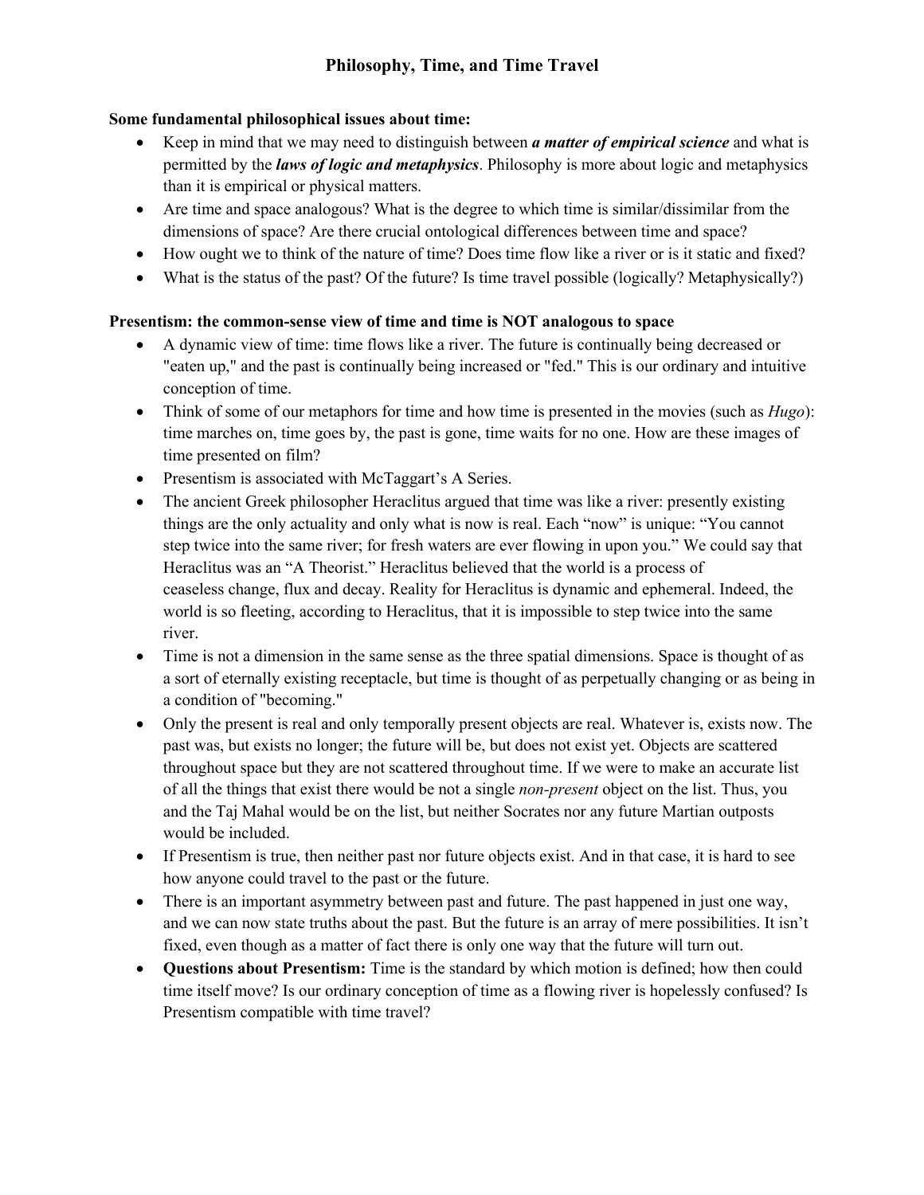# Philosophy, Time, and Time Travel

**Some fundamental philosophical issues about time:**

- Keep in mind that we may need to distinguish between ***a matter of empirical science*** and what is permitted by the ***laws of logic and metaphysics***. Philosophy is more about logic and metaphysics than it is empirical or physical matters.
- Are time and space analogous? What is the degree to which time is similar/dissimilar from the dimensions of space? Are there crucial ontological differences between time and space?
- How ought we to think of the nature of time? Does time flow like a river or is it static and fixed?
- What is the status of the past? Of the future? Is time travel possible (logically? Metaphysically?)

**Presentism: the common-sense view of time and time is NOT analogous to space**

- A dynamic view of time: time flows like a river. The future is continually being decreased or "eaten up," and the past is continually being increased or "fed." This is our ordinary and intuitive conception of time.
- Think of some of our metaphors for time and how time is presented in the movies (such as *Hugo*): time marches on, time goes by, the past is gone, time waits for no one. How are these images of time presented on film?
- Presentism is associated with McTaggart's A Series.
- The ancient Greek philosopher Heraclitus argued that time was like a river: presently existing things are the only actuality and only what is now is real. Each "now" is unique: "You cannot step twice into the same river; for fresh waters are ever flowing in upon you." We could say that Heraclitus was an "A Theorist." Heraclitus believed that the world is a process of ceaseless change, flux and decay. Reality for Heraclitus is dynamic and ephemeral. Indeed, the world is so fleeting, according to Heraclitus, that it is impossible to step twice into the same river.
- Time is not a dimension in the same sense as the three spatial dimensions. Space is thought of as a sort of eternally existing receptacle, but time is thought of as perpetually changing or as being in a condition of "becoming."
- Only the present is real and only temporally present objects are real. Whatever is, exists now. The past was, but exists no longer; the future will be, but does not exist yet. Objects are scattered throughout space but they are not scattered throughout time. If we were to make an accurate list of all the things that exist there would be not a single *non-present* object on the list. Thus, you and the Taj Mahal would be on the list, but neither Socrates nor any future Martian outposts would be included.
- If Presentism is true, then neither past nor future objects exist. And in that case, it is hard to see how anyone could travel to the past or the future.
- There is an important asymmetry between past and future. The past happened in just one way, and we can now state truths about the past. But the future is an array of mere possibilities. It isn't fixed, even though as a matter of fact there is only one way that the future will turn out.
- **Questions about Presentism:** Time is the standard by which motion is defined; how then could time itself move? Is our ordinary conception of time as a flowing river is hopelessly confused? Is Presentism compatible with time travel?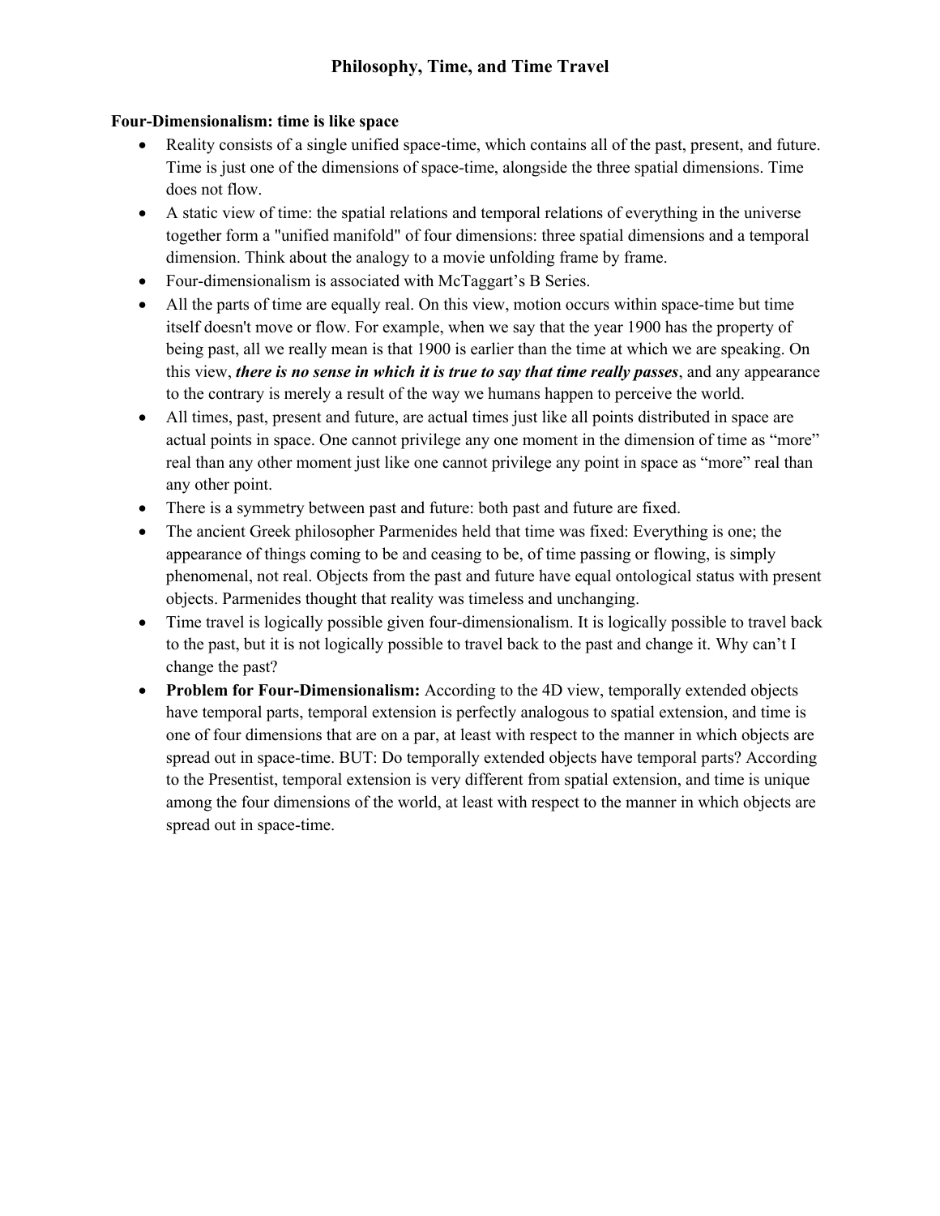# Philosophy, Time, and Time Travel

**Four-Dimensionalism: time is like space**

- Reality consists of a single unified space-time, which contains all of the past, present, and future. Time is just one of the dimensions of space-time, alongside the three spatial dimensions. Time does not flow.
- A static view of time: the spatial relations and temporal relations of everything in the universe together form a "unified manifold" of four dimensions: three spatial dimensions and a temporal dimension. Think about the analogy to a movie unfolding frame by frame.
- Four-dimensionalism is associated with McTaggart's B Series.
- All the parts of time are equally real. On this view, motion occurs within space-time but time itself doesn't move or flow. For example, when we say that the year 1900 has the property of being past, all we really mean is that 1900 is earlier than the time at which we are speaking. On this view, ***there is no sense in which it is true to say that time really passes***, and any appearance to the contrary is merely a result of the way we humans happen to perceive the world.
- All times, past, present and future, are actual times just like all points distributed in space are actual points in space. One cannot privilege any one moment in the dimension of time as "more" real than any other moment just like one cannot privilege any point in space as "more" real than any other point.
- There is a symmetry between past and future: both past and future are fixed.
- The ancient Greek philosopher Parmenides held that time was fixed: Everything is one; the appearance of things coming to be and ceasing to be, of time passing or flowing, is simply phenomenal, not real. Objects from the past and future have equal ontological status with present objects. Parmenides thought that reality was timeless and unchanging.
- Time travel is logically possible given four-dimensionalism. It is logically possible to travel back to the past, but it is not logically possible to travel back to the past and change it. Why can't I change the past?
- **Problem for Four-Dimensionalism:** According to the 4D view, temporally extended objects have temporal parts, temporal extension is perfectly analogous to spatial extension, and time is one of four dimensions that are on a par, at least with respect to the manner in which objects are spread out in space-time. BUT: Do temporally extended objects have temporal parts? According to the Presentist, temporal extension is very different from spatial extension, and time is unique among the four dimensions of the world, at least with respect to the manner in which objects are spread out in space-time.